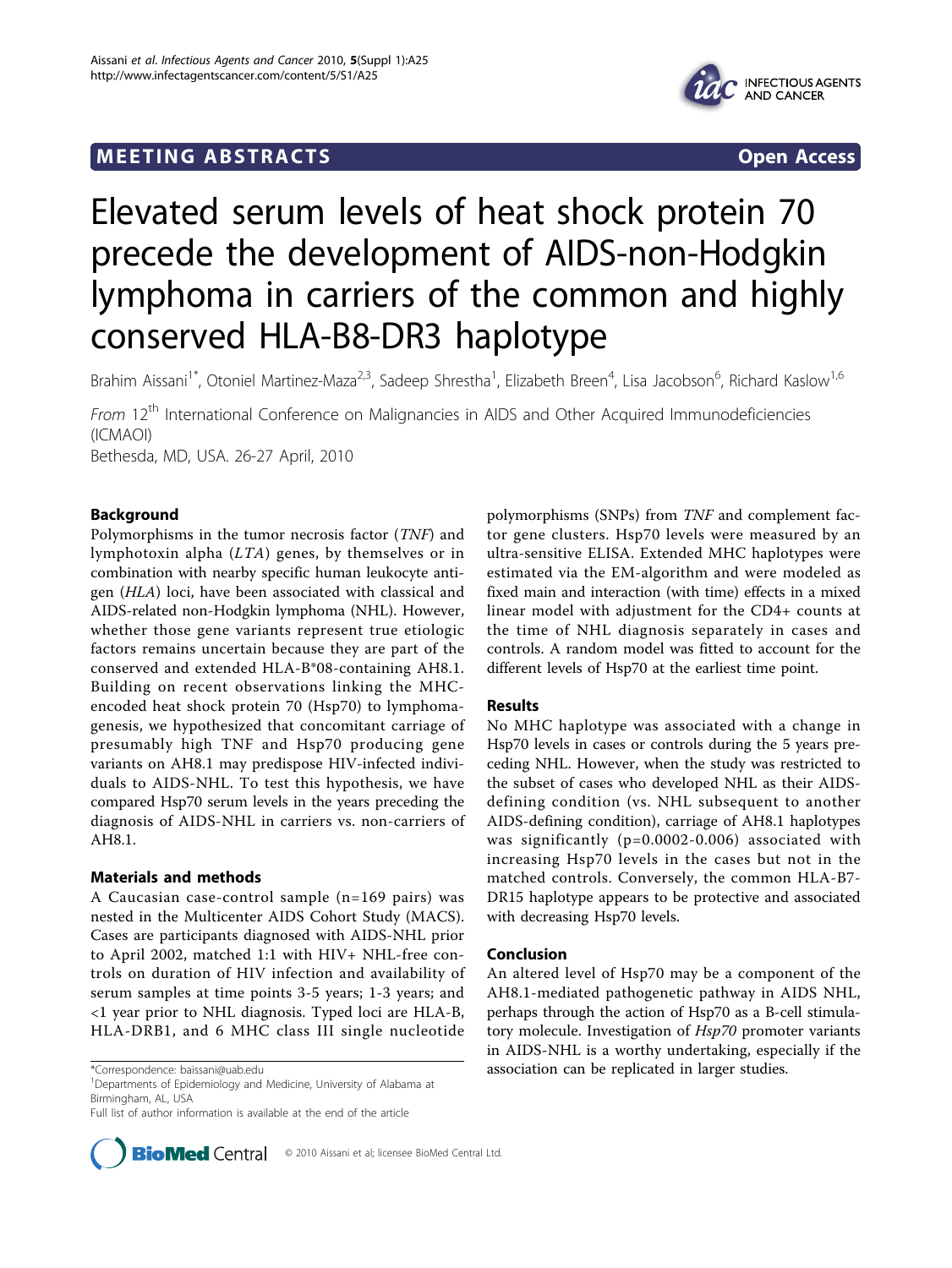MEETING ABSTRACTS Open Access

# Elevated serum levels of heat shock protein 70 precede the development of AIDS-non-Hodgkin lymphoma in carriers of the common and highly conserved HLA-B8-DR3 haplotype

Brahim Aissani[1*], Otoniel Martinez-Maza[2,3], Sadeep Shrestha[1], Elizabeth Breen[4], Lisa Jacobson[6], Richard Kaslow[1,6]

*From* 12[th] International Conference on Malignancies in AIDS and Other Acquired Immunodeficiencies (ICMAOI)
Bethesda, MD, USA. 26-27 April, 2010

## Background

Polymorphisms in the tumor necrosis factor (*TNF*) and lymphotoxin alpha (*LTA*) genes, by themselves or in combination with nearby specific human leukocyte antigen (*HLA*) loci, have been associated with classical and AIDS-related non-Hodgkin lymphoma (NHL). However, whether those gene variants represent true etiologic factors remains uncertain because they are part of the conserved and extended HLA-B*08-containing AH8.1. Building on recent observations linking the MHC-encoded heat shock protein 70 (Hsp70) to lymphomagenesis, we hypothesized that concomitant carriage of presumably high TNF and Hsp70 producing gene variants on AH8.1 may predispose HIV-infected individuals to AIDS-NHL. To test this hypothesis, we have compared Hsp70 serum levels in the years preceding the diagnosis of AIDS-NHL in carriers vs. non-carriers of AH8.1.

## Materials and methods

A Caucasian case-control sample (n=169 pairs) was nested in the Multicenter AIDS Cohort Study (MACS). Cases are participants diagnosed with AIDS-NHL prior to April 2002, matched 1:1 with HIV+ NHL-free controls on duration of HIV infection and availability of serum samples at time points 3-5 years; 1-3 years; and <1 year prior to NHL diagnosis. Typed loci are HLA-B, HLA-DRB1, and 6 MHC class III single nucleotide polymorphisms (SNPs) from *TNF* and complement factor gene clusters. Hsp70 levels were measured by an ultra-sensitive ELISA. Extended MHC haplotypes were estimated via the EM-algorithm and were modeled as fixed main and interaction (with time) effects in a mixed linear model with adjustment for the CD4+ counts at the time of NHL diagnosis separately in cases and controls. A random model was fitted to account for the different levels of Hsp70 at the earliest time point.

## Results

No MHC haplotype was associated with a change in Hsp70 levels in cases or controls during the 5 years preceding NHL. However, when the study was restricted to the subset of cases who developed NHL as their AIDS-defining condition (vs. NHL subsequent to another AIDS-defining condition), carriage of AH8.1 haplotypes was significantly (p=0.0002-0.006) associated with increasing Hsp70 levels in the cases but not in the matched controls. Conversely, the common HLA-B7-DR15 haplotype appears to be protective and associated with decreasing Hsp70 levels.

## Conclusion

An altered level of Hsp70 may be a component of the AH8.1-mediated pathogenetic pathway in AIDS NHL, perhaps through the action of Hsp70 as a B-cell stimulatory molecule. Investigation of *Hsp70* promoter variants in AIDS-NHL is a worthy undertaking, especially if the association can be replicated in larger studies.

*Correspondence: baissani@uab.edu
[1]Departments of Epidemiology and Medicine, University of Alabama at Birmingham, AL, USA
Full list of author information is available at the end of the article

© 2010 Aissani et al; licensee BioMed Central Ltd.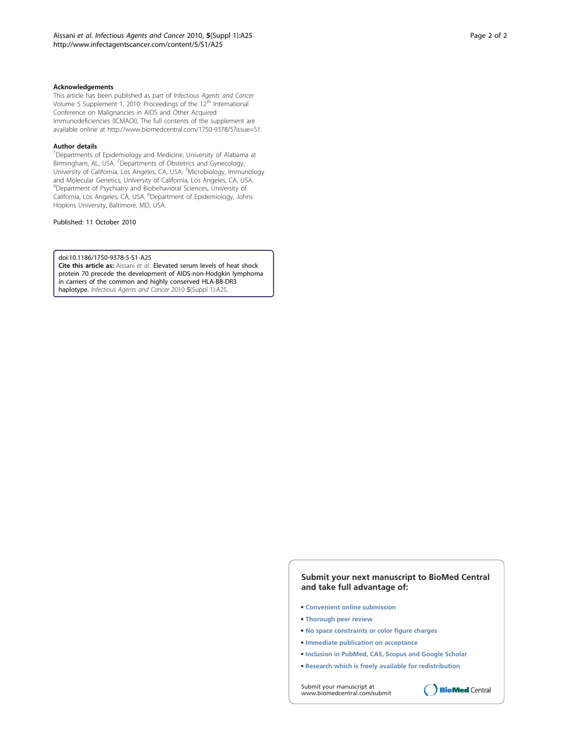#### Acknowledgements

This article has been published as part of *Infectious Agents and Cancer* Volume 5 Supplement 1, 2010: Proceedings of the 12th International Conference on Malignancies in AIDS and Other Acquired Immunodeficiencies (ICMAOI). The full contents of the supplement are available online at http://www.biomedcentral.com/1750-9378/5?issue=S1.

#### Author details

[1]Departments of Epidemiology and Medicine, University of Alabama at Birmingham, AL, USA. [2]Departments of Obstetrics and Gynecology, University of California, Los Angeles, CA, USA. [3]Microbiology, Immunology and Molecular Genetics, University of California, Los Angeles, CA, USA. [4]Department of Psychiatry and Biobehavioral Sciences, University of California, Los Angeles, CA, USA. [6]Department of Epidemiology, Johns Hopkins University, Baltimore, MD, USA.

Published: 11 October 2010

doi:10.1186/1750-9378-5-S1-A25

**Cite this article as:** Aissani *et al.*: Elevated serum levels of heat shock protein 70 precede the development of AIDS-non-Hodgkin lymphoma in carriers of the common and highly conserved HLA-B8-DR3 haplotype. *Infectious Agents and Cancer* 2010 **5**(Suppl 1):A25.

**Submit your next manuscript to BioMed Central and take full advantage of:**

- Convenient online submission
- Thorough peer review
- No space constraints or color figure charges
- Immediate publication on acceptance
- Inclusion in PubMed, CAS, Scopus and Google Scholar
- Research which is freely available for redistribution

Submit your manuscript at www.biomedcentral.com/submit

BioMed Central